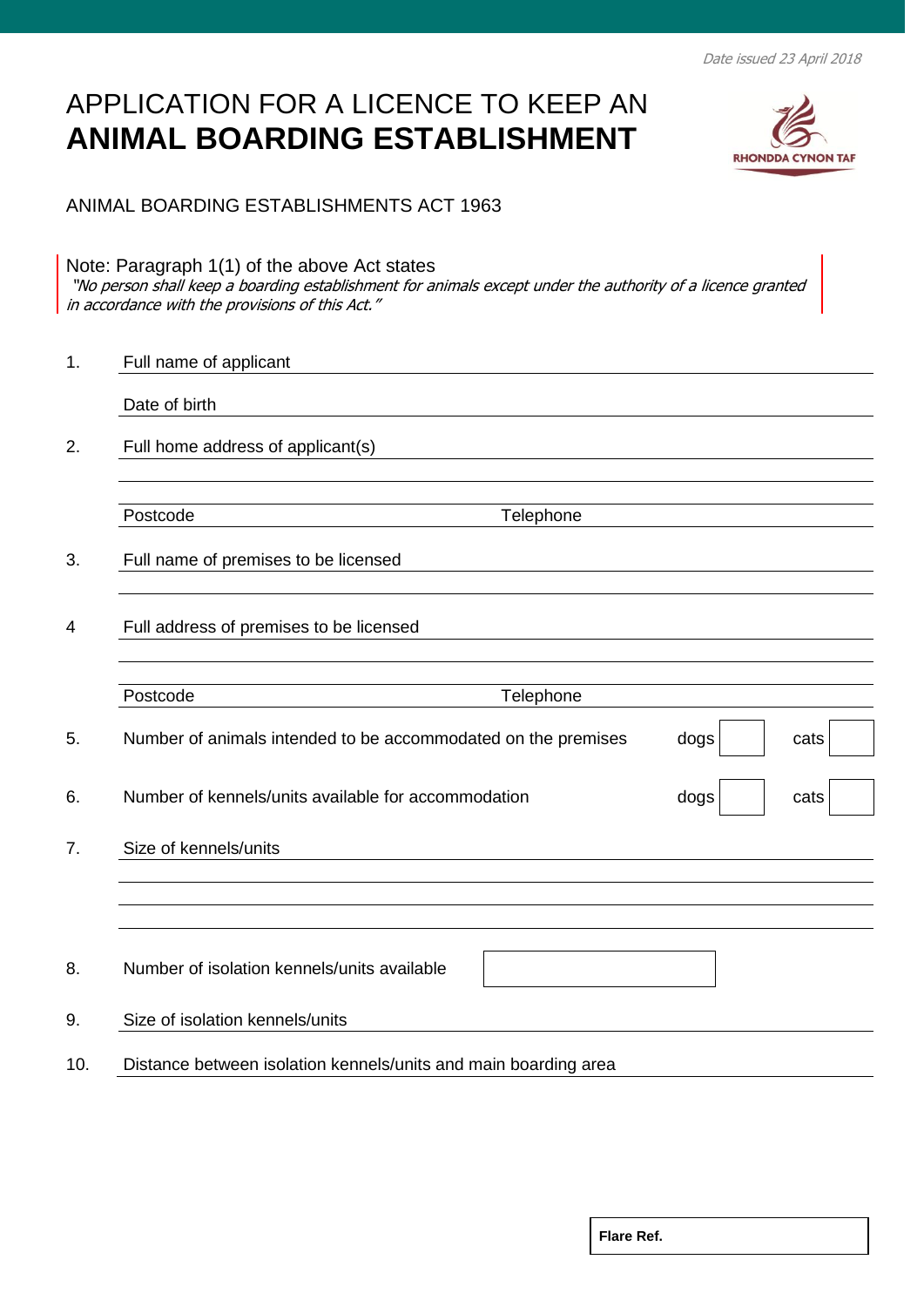Date issued 23 April 2018

# APPLICATION FOR A LICENCE TO KEEP AN **ANIMAL BOARDING ESTABLISHMENT**

RHONDDA CYNON TAF

ANIMAL BOARDING ESTABLISHMENTS ACT 1963

Note: Paragraph 1(1) of the above Act states
*"No person shall keep a boarding establishment for animals except under the authority of a licence granted in accordance with the provisions of this Act."*

1. Full name of applicant

   Date of birth

2. Full home address of applicant(s)

   Postcode　　　　　　　　　Telephone

3. Full name of premises to be licensed

4 Full address of premises to be licensed

   Postcode　　　　　　　　　Telephone

5. Number of animals intended to be accommodated on the premises　dogs ☐　cats ☐

6. Number of kennels/units available for accommodation　dogs ☐　cats ☐

7. Size of kennels/units

8. Number of isolation kennels/units available ☐

9. Size of isolation kennels/units

10. Distance between isolation kennels/units and main boarding area

**Flare Ref.**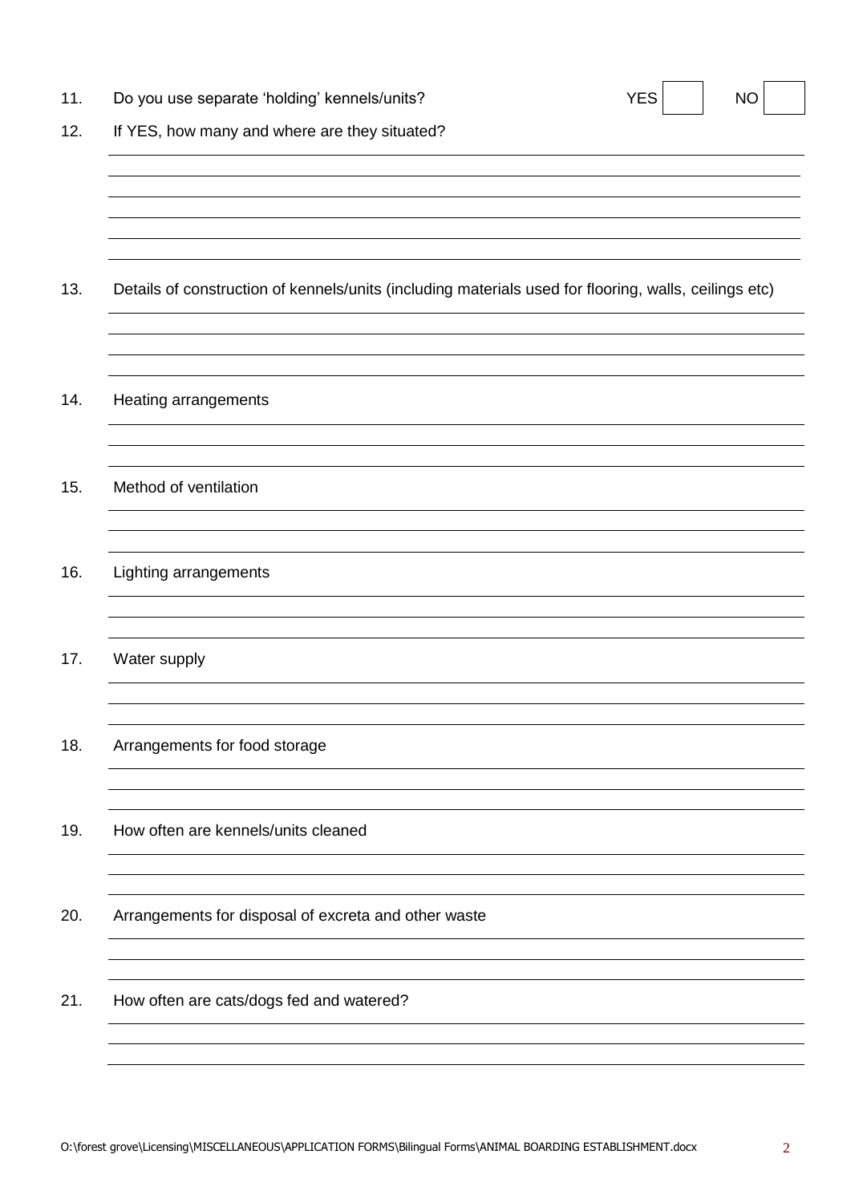11. Do you use separate 'holding' kennels/units? YES ☐ NO ☐

12. If YES, how many and where are they situated?

13. Details of construction of kennels/units (including materials used for flooring, walls, ceilings etc)

14. Heating arrangements

15. Method of ventilation

16. Lighting arrangements

17. Water supply

18. Arrangements for food storage

19. How often are kennels/units cleaned

20. Arrangements for disposal of excreta and other waste

21. How often are cats/dogs fed and watered?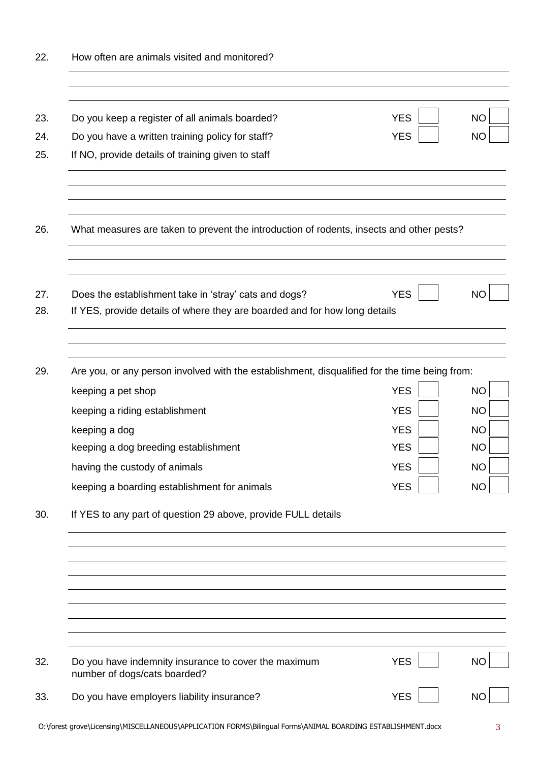22. How often are animals visited and monitored?

_______________________________________________

_______________________________________________

_______________________________________________

23. Do you keep a register of all animals boarded? YES ☐ NO ☐

24. Do you have a written training policy for staff? YES ☐ NO ☐

25. If NO, provide details of training given to staff

_______________________________________________

_______________________________________________

_______________________________________________

_______________________________________________

26. What measures are taken to prevent the introduction of rodents, insects and other pests?

_______________________________________________

_______________________________________________

_______________________________________________

27. Does the establishment take in 'stray' cats and dogs? YES ☐ NO ☐

28. If YES, provide details of where they are boarded and for how long details

_______________________________________________

_______________________________________________

_______________________________________________

29. Are you, or any person involved with the establishment, disqualified for the time being from:

| | | |
|---|---|---|
| keeping a pet shop | YES ☐ | NO ☐ |
| keeping a riding establishment | YES ☐ | NO ☐ |
| keeping a dog | YES ☐ | NO ☐ |
| keeping a dog breeding establishment | YES ☐ | NO ☐ |
| having the custody of animals | YES ☐ | NO ☐ |
| keeping a boarding establishment for animals | YES ☐ | NO ☐ |

30. If YES to any part of question 29 above, provide FULL details

_______________________________________________

_______________________________________________

_______________________________________________

_______________________________________________

_______________________________________________

_______________________________________________

_______________________________________________

_______________________________________________

_______________________________________________

32. Do you have indemnity insurance to cover the maximum number of dogs/cats boarded? YES ☐ NO ☐

33. Do you have employers liability insurance? YES ☐ NO ☐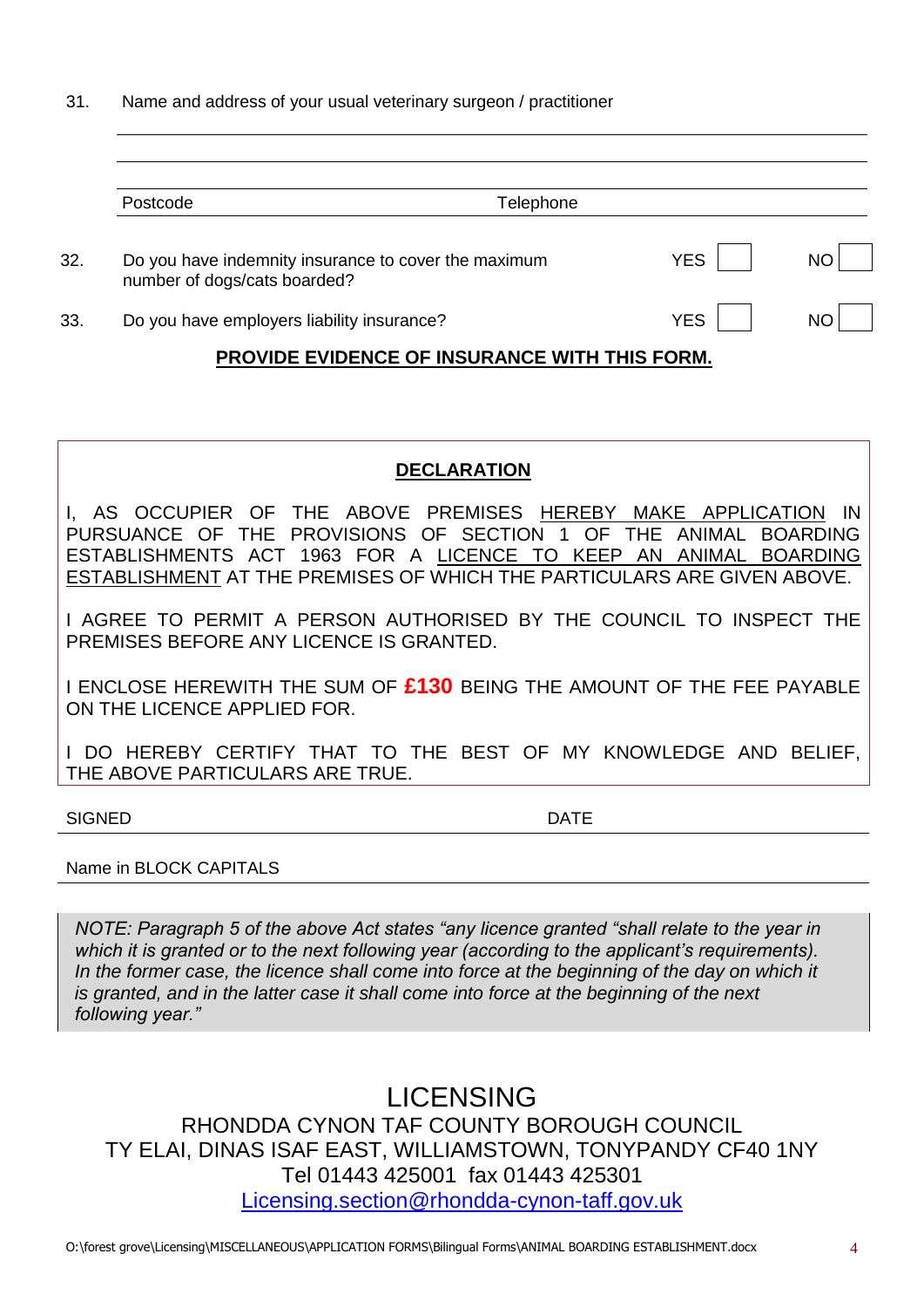31. Name and address of your usual veterinary surgeon / practitioner

\_\_\_\_\_\_\_\_\_\_\_\_\_\_\_\_\_\_\_\_\_\_\_\_\_\_\_\_\_\_\_\_\_\_\_\_\_\_\_\_\_\_\_\_\_\_\_\_\_\_\_\_\_\_\_\_\_\_\_\_

\_\_\_\_\_\_\_\_\_\_\_\_\_\_\_\_\_\_\_\_\_\_\_\_\_\_\_\_\_\_\_\_\_\_\_\_\_\_\_\_\_\_\_\_\_\_\_\_\_\_\_\_\_\_\_\_\_\_\_\_

Postcode Telephone

32. Do you have indemnity insurance to cover the maximum number of dogs/cats boarded? YES ☐ NO ☐

33. Do you have employers liability insurance? YES ☐ NO ☐

**PROVIDE EVIDENCE OF INSURANCE WITH THIS FORM.**

## DECLARATION

I, AS OCCUPIER OF THE ABOVE PREMISES HEREBY MAKE APPLICATION IN PURSUANCE OF THE PROVISIONS OF SECTION 1 OF THE ANIMAL BOARDING ESTABLISHMENTS ACT 1963 FOR A LICENCE TO KEEP AN ANIMAL BOARDING ESTABLISHMENT AT THE PREMISES OF WHICH THE PARTICULARS ARE GIVEN ABOVE.

I AGREE TO PERMIT A PERSON AUTHORISED BY THE COUNCIL TO INSPECT THE PREMISES BEFORE ANY LICENCE IS GRANTED.

I ENCLOSE HEREWITH THE SUM OF **£130** BEING THE AMOUNT OF THE FEE PAYABLE ON THE LICENCE APPLIED FOR.

I DO HEREBY CERTIFY THAT TO THE BEST OF MY KNOWLEDGE AND BELIEF, THE ABOVE PARTICULARS ARE TRUE.

SIGNED DATE

Name in BLOCK CAPITALS

*NOTE: Paragraph 5 of the above Act states "any licence granted "shall relate to the year in which it is granted or to the next following year (according to the applicant's requirements). In the former case, the licence shall come into force at the beginning of the day on which it is granted, and in the latter case it shall come into force at the beginning of the next following year."*

## LICENSING

RHONDDA CYNON TAF COUNTY BOROUGH COUNCIL
TY ELAI, DINAS ISAF EAST, WILLIAMSTOWN, TONYPANDY CF40 1NY
Tel 01443 425001 fax 01443 425301
Licensing.section@rhondda-cynon-taff.gov.uk

O:\forest grove\Licensing\MISCELLANEOUS\APPLICATION FORMS\Bilingual Forms\ANIMAL BOARDING ESTABLISHMENT.docx